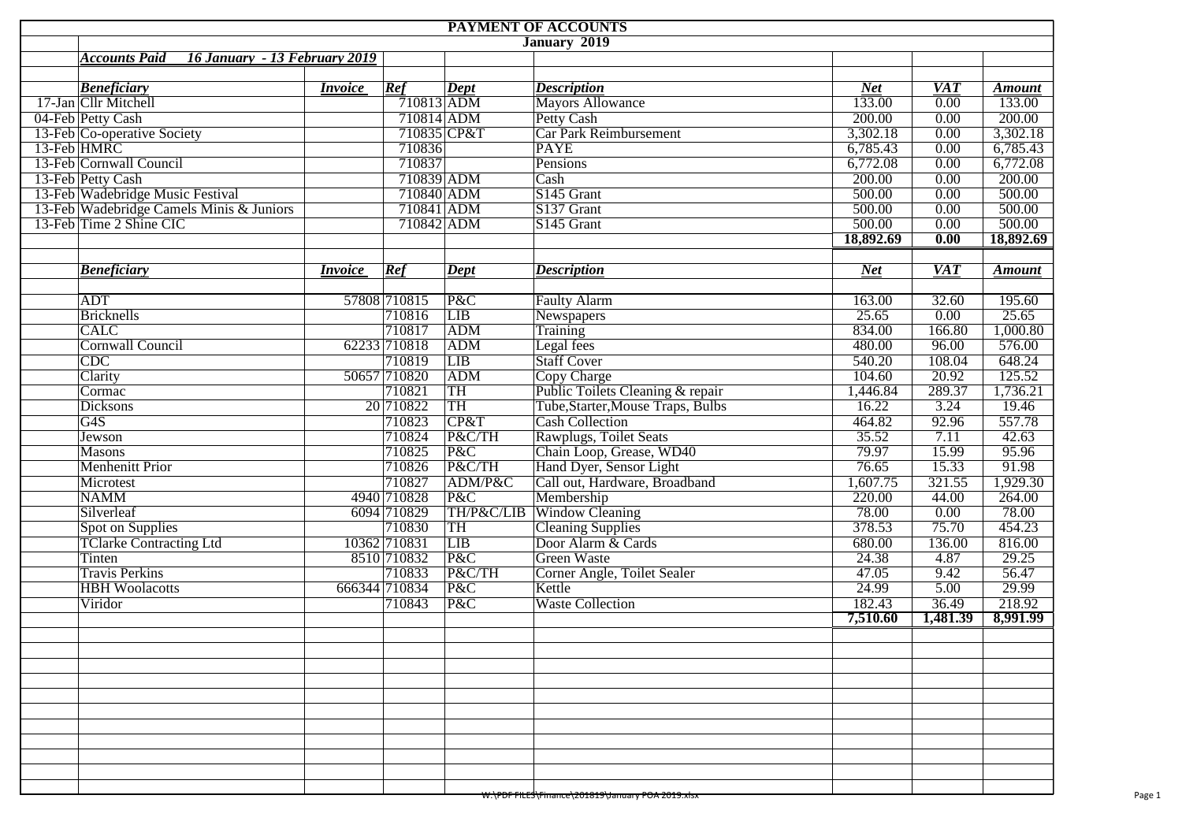# PAYMENT OF ACCOUNTS

## January 2019

***Accounts Paid 16 January - 13 February 2019***

| | *Beneficiary* | *Invoice* | *Ref* | *Dept* | *Description* | *Net* | *VAT* | *Amount* |
|---|---|---|---|---|---|---|---|---|
| 17-Jan | Cllr Mitchell | | 710813 | ADM | Mayors Allowance | 133.00 | 0.00 | 133.00 |
| 04-Feb | Petty Cash | | 710814 | ADM | Petty Cash | 200.00 | 0.00 | 200.00 |
| 13-Feb | Co-operative Society | | 710835 | CP&T | Car Park Reimbursement | 3,302.18 | 0.00 | 3,302.18 |
| 13-Feb | HMRC | | 710836 | | PAYE | 6,785.43 | 0.00 | 6,785.43 |
| 13-Feb | Cornwall Council | | 710837 | | Pensions | 6,772.08 | 0.00 | 6,772.08 |
| 13-Feb | Petty Cash | | 710839 | ADM | Cash | 200.00 | 0.00 | 200.00 |
| 13-Feb | Wadebridge Music Festival | | 710840 | ADM | S145 Grant | 500.00 | 0.00 | 500.00 |
| 13-Feb | Wadebridge Camels Minis & Juniors | | 710841 | ADM | S137 Grant | 500.00 | 0.00 | 500.00 |
| 13-Feb | Time 2 Shine CIC | | 710842 | ADM | S145 Grant | 500.00 | 0.00 | 500.00 |
| | | | | | | **18,892.69** | **0.00** | **18,892.69** |

| *Beneficiary* | *Invoice* | *Ref* | *Dept* | *Description* | *Net* | *VAT* | *Amount* |
|---|---|---|---|---|---|---|---|
| ADT | 57808 | 710815 | P&C | Faulty Alarm | 163.00 | 32.60 | 195.60 |
| Bricknells | | 710816 | LIB | Newspapers | 25.65 | 0.00 | 25.65 |
| CALC | | 710817 | ADM | Training | 834.00 | 166.80 | 1,000.80 |
| Cornwall Council | 62233 | 710818 | ADM | Legal fees | 480.00 | 96.00 | 576.00 |
| CDC | | 710819 | LIB | Staff Cover | 540.20 | 108.04 | 648.24 |
| Clarity | 50657 | 710820 | ADM | Copy Charge | 104.60 | 20.92 | 125.52 |
| Cormac | | 710821 | TH | Public Toilets Cleaning & repair | 1,446.84 | 289.37 | 1,736.21 |
| Dicksons | 20 | 710822 | TH | Tube,Starter,Mouse Traps, Bulbs | 16.22 | 3.24 | 19.46 |
| G4S | | 710823 | CP&T | Cash Collection | 464.82 | 92.96 | 557.78 |
| Jewson | | 710824 | P&C/TH | Rawplugs, Toilet Seats | 35.52 | 7.11 | 42.63 |
| Masons | | 710825 | P&C | Chain Loop, Grease, WD40 | 79.97 | 15.99 | 95.96 |
| Menhenitt Prior | | 710826 | P&C/TH | Hand Dyer, Sensor Light | 76.65 | 15.33 | 91.98 |
| Microtest | | 710827 | ADM/P&C | Call out, Hardware, Broadband | 1,607.75 | 321.55 | 1,929.30 |
| NAMM | 4940 | 710828 | P&C | Membership | 220.00 | 44.00 | 264.00 |
| Silverleaf | 6094 | 710829 | TH/P&C/LIB | Window Cleaning | 78.00 | 0.00 | 78.00 |
| Spot on Supplies | | 710830 | TH | Cleaning Supplies | 378.53 | 75.70 | 454.23 |
| TClarke Contracting Ltd | 10362 | 710831 | LIB | Door Alarm & Cards | 680.00 | 136.00 | 816.00 |
| Tinten | 8510 | 710832 | P&C | Green Waste | 24.38 | 4.87 | 29.25 |
| Travis Perkins | | 710833 | P&C/TH | Corner Angle, Toilet Sealer | 47.05 | 9.42 | 56.47 |
| HBH Woolacotts | 666344 | 710834 | P&C | Kettle | 24.99 | 5.00 | 29.99 |
| Viridor | | 710843 | P&C | Waste Collection | 182.43 | 36.49 | 218.92 |
| | | | | | **7,510.60** | **1,481.39** | **8,991.99** |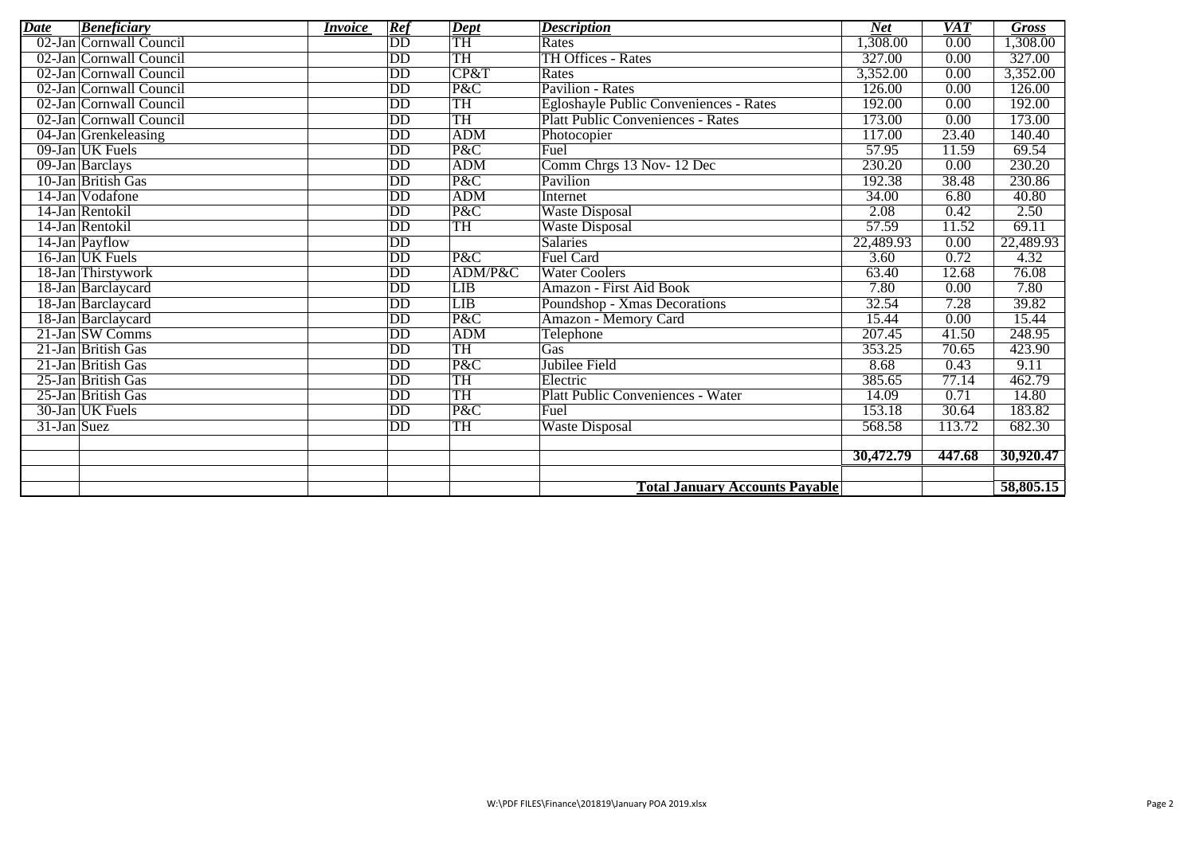| ***Date*** | ***Beneficiary*** | ***Invoice*** | ***Ref*** | ***Dept*** | ***Description*** | ***Net*** | ***VAT*** | ***Gross*** |
|---|---|---|---|---|---|---|---|---|
| 02-Jan | Cornwall Council | | DD | TH | Rates | 1,308.00 | 0.00 | 1,308.00 |
| 02-Jan | Cornwall Council | | DD | TH | TH Offices - Rates | 327.00 | 0.00 | 327.00 |
| 02-Jan | Cornwall Council | | DD | CP&T | Rates | 3,352.00 | 0.00 | 3,352.00 |
| 02-Jan | Cornwall Council | | DD | P&C | Pavilion - Rates | 126.00 | 0.00 | 126.00 |
| 02-Jan | Cornwall Council | | DD | TH | Egloshayle Public Conveniences - Rates | 192.00 | 0.00 | 192.00 |
| 02-Jan | Cornwall Council | | DD | TH | Platt Public Conveniences - Rates | 173.00 | 0.00 | 173.00 |
| 04-Jan | Grenkeleasing | | DD | ADM | Photocopier | 117.00 | 23.40 | 140.40 |
| 09-Jan | UK Fuels | | DD | P&C | Fuel | 57.95 | 11.59 | 69.54 |
| 09-Jan | Barclays | | DD | ADM | Comm Chrgs 13 Nov- 12 Dec | 230.20 | 0.00 | 230.20 |
| 10-Jan | British Gas | | DD | P&C | Pavilion | 192.38 | 38.48 | 230.86 |
| 14-Jan | Vodafone | | DD | ADM | Internet | 34.00 | 6.80 | 40.80 |
| 14-Jan | Rentokil | | DD | P&C | Waste Disposal | 2.08 | 0.42 | 2.50 |
| 14-Jan | Rentokil | | DD | TH | Waste Disposal | 57.59 | 11.52 | 69.11 |
| 14-Jan | Payflow | | DD | | Salaries | 22,489.93 | 0.00 | 22,489.93 |
| 16-Jan | UK Fuels | | DD | P&C | Fuel Card | 3.60 | 0.72 | 4.32 |
| 18-Jan | Thirstywork | | DD | ADM/P&C | Water Coolers | 63.40 | 12.68 | 76.08 |
| 18-Jan | Barclaycard | | DD | LIB | Amazon - First Aid Book | 7.80 | 0.00 | 7.80 |
| 18-Jan | Barclaycard | | DD | LIB | Poundshop - Xmas Decorations | 32.54 | 7.28 | 39.82 |
| 18-Jan | Barclaycard | | DD | P&C | Amazon - Memory Card | 15.44 | 0.00 | 15.44 |
| 21-Jan | SW Comms | | DD | ADM | Telephone | 207.45 | 41.50 | 248.95 |
| 21-Jan | British Gas | | DD | TH | Gas | 353.25 | 70.65 | 423.90 |
| 21-Jan | British Gas | | DD | P&C | Jubilee Field | 8.68 | 0.43 | 9.11 |
| 25-Jan | British Gas | | DD | TH | Electric | 385.65 | 77.14 | 462.79 |
| 25-Jan | British Gas | | DD | TH | Platt Public Conveniences - Water | 14.09 | 0.71 | 14.80 |
| 30-Jan | UK Fuels | | DD | P&C | Fuel | 153.18 | 30.64 | 183.82 |
| 31-Jan | Suez | | DD | TH | Waste Disposal | 568.58 | 113.72 | 682.30 |
| | | | | | | | | |
| | | | | | | **30,472.79** | **447.68** | **30,920.47** |
| | | | | | | | | |
| | | | | | **Total January Accounts Payable** | | | **58,805.15** |

W:\PDF FILES\Finance\201819\January POA 2019.xlsx